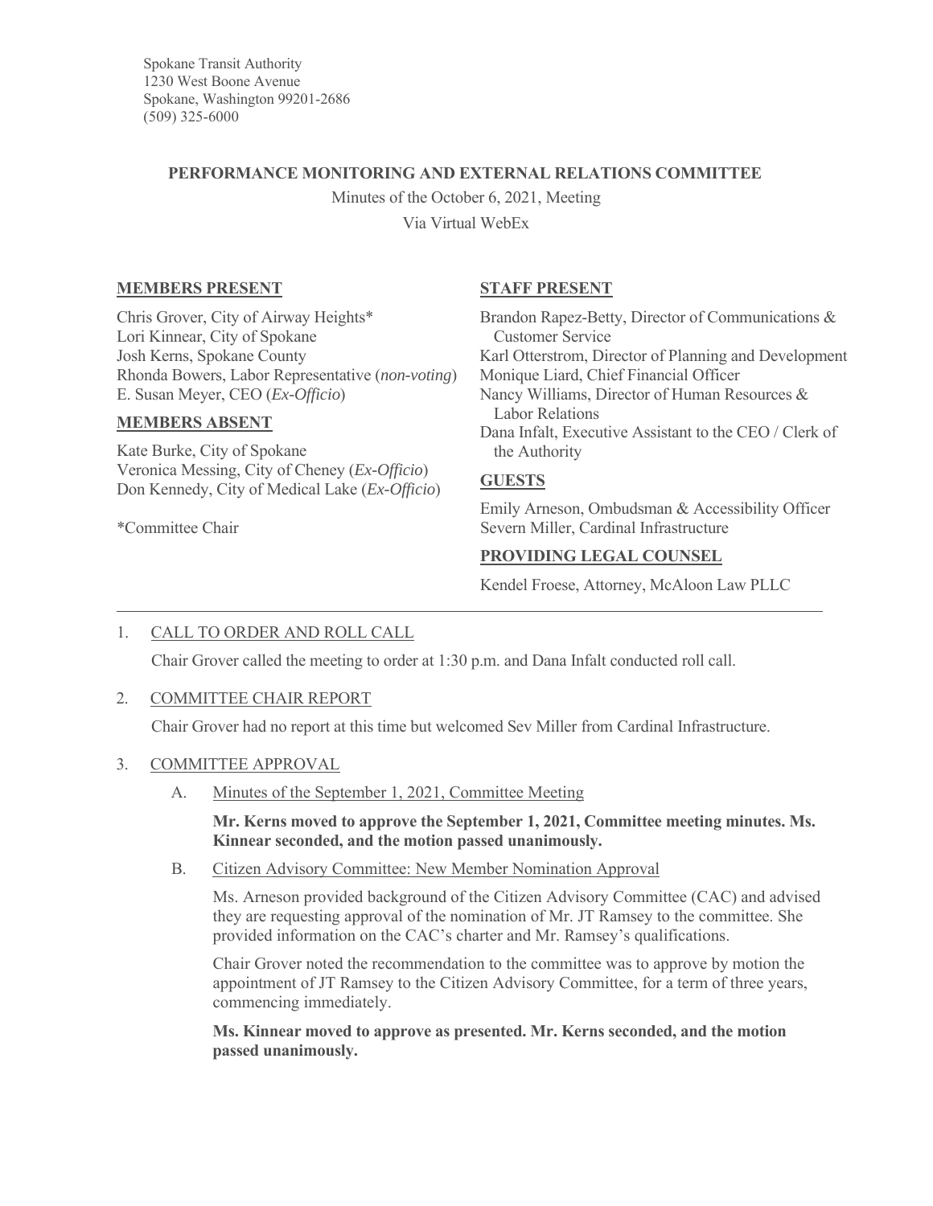Spokane Transit Authority
1230 West Boone Avenue
Spokane, Washington 99201-2686
(509) 325-6000

# PERFORMANCE MONITORING AND EXTERNAL RELATIONS COMMITTEE

Minutes of the October 6, 2021, Meeting

Via Virtual WebEx

## MEMBERS PRESENT

Chris Grover, City of Airway Heights*
Lori Kinnear, City of Spokane
Josh Kerns, Spokane County
Rhonda Bowers, Labor Representative (*non-voting*)
E. Susan Meyer, CEO (*Ex-Officio*)

## MEMBERS ABSENT

Kate Burke, City of Spokane
Veronica Messing, City of Cheney (*Ex-Officio*)
Don Kennedy, City of Medical Lake (*Ex-Officio*)

*Committee Chair

## STAFF PRESENT

Brandon Rapez-Betty, Director of Communications & Customer Service
Karl Otterstrom, Director of Planning and Development
Monique Liard, Chief Financial Officer
Nancy Williams, Director of Human Resources & Labor Relations
Dana Infalt, Executive Assistant to the CEO / Clerk of the Authority

## GUESTS

Emily Arneson, Ombudsman & Accessibility Officer
Severn Miller, Cardinal Infrastructure

## PROVIDING LEGAL COUNSEL

Kendel Froese, Attorney, McAloon Law PLLC

---

1. CALL TO ORDER AND ROLL CALL

   Chair Grover called the meeting to order at 1:30 p.m. and Dana Infalt conducted roll call.

2. COMMITTEE CHAIR REPORT

   Chair Grover had no report at this time but welcomed Sev Miller from Cardinal Infrastructure.

3. COMMITTEE APPROVAL

   A. Minutes of the September 1, 2021, Committee Meeting

      **Mr. Kerns moved to approve the September 1, 2021, Committee meeting minutes. Ms. Kinnear seconded, and the motion passed unanimously.**

   B. Citizen Advisory Committee: New Member Nomination Approval

      Ms. Arneson provided background of the Citizen Advisory Committee (CAC) and advised they are requesting approval of the nomination of Mr. JT Ramsey to the committee. She provided information on the CAC's charter and Mr. Ramsey's qualifications.

      Chair Grover noted the recommendation to the committee was to approve by motion the appointment of JT Ramsey to the Citizen Advisory Committee, for a term of three years, commencing immediately.

      **Ms. Kinnear moved to approve as presented. Mr. Kerns seconded, and the motion passed unanimously.**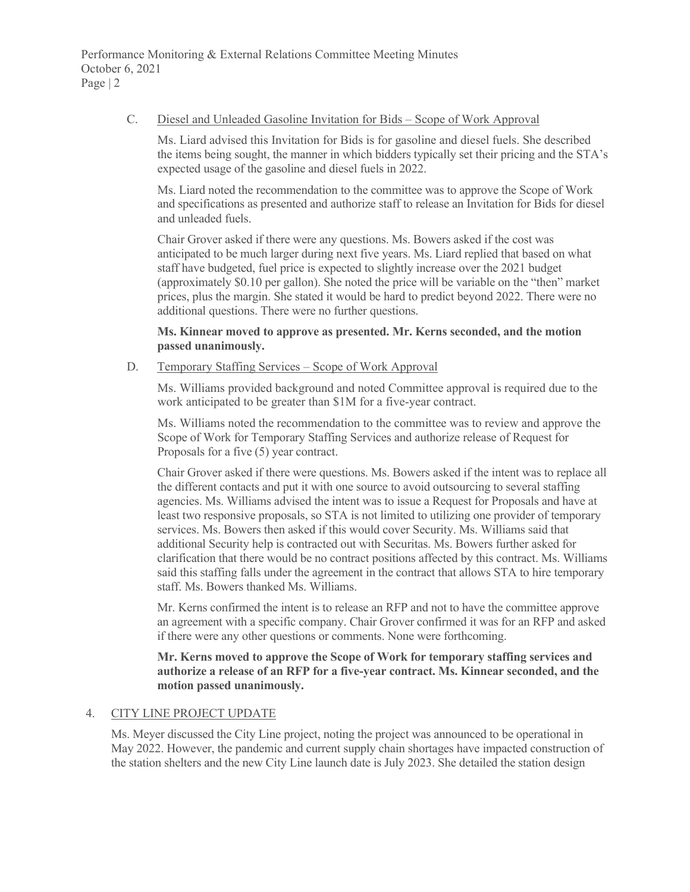C. Diesel and Unleaded Gasoline Invitation for Bids – Scope of Work Approval

Ms. Liard advised this Invitation for Bids is for gasoline and diesel fuels. She described the items being sought, the manner in which bidders typically set their pricing and the STA's expected usage of the gasoline and diesel fuels in 2022.

Ms. Liard noted the recommendation to the committee was to approve the Scope of Work and specifications as presented and authorize staff to release an Invitation for Bids for diesel and unleaded fuels.

Chair Grover asked if there were any questions. Ms. Bowers asked if the cost was anticipated to be much larger during next five years. Ms. Liard replied that based on what staff have budgeted, fuel price is expected to slightly increase over the 2021 budget (approximately $0.10 per gallon). She noted the price will be variable on the "then" market prices, plus the margin. She stated it would be hard to predict beyond 2022. There were no additional questions. There were no further questions.

**Ms. Kinnear moved to approve as presented. Mr. Kerns seconded, and the motion passed unanimously.**

D. Temporary Staffing Services – Scope of Work Approval

Ms. Williams provided background and noted Committee approval is required due to the work anticipated to be greater than $1M for a five-year contract.

Ms. Williams noted the recommendation to the committee was to review and approve the Scope of Work for Temporary Staffing Services and authorize release of Request for Proposals for a five (5) year contract.

Chair Grover asked if there were questions. Ms. Bowers asked if the intent was to replace all the different contacts and put it with one source to avoid outsourcing to several staffing agencies. Ms. Williams advised the intent was to issue a Request for Proposals and have at least two responsive proposals, so STA is not limited to utilizing one provider of temporary services. Ms. Bowers then asked if this would cover Security. Ms. Williams said that additional Security help is contracted out with Securitas. Ms. Bowers further asked for clarification that there would be no contract positions affected by this contract. Ms. Williams said this staffing falls under the agreement in the contract that allows STA to hire temporary staff. Ms. Bowers thanked Ms. Williams.

Mr. Kerns confirmed the intent is to release an RFP and not to have the committee approve an agreement with a specific company. Chair Grover confirmed it was for an RFP and asked if there were any other questions or comments. None were forthcoming.

**Mr. Kerns moved to approve the Scope of Work for temporary staffing services and authorize a release of an RFP for a five-year contract. Ms. Kinnear seconded, and the motion passed unanimously.**

4. CITY LINE PROJECT UPDATE

Ms. Meyer discussed the City Line project, noting the project was announced to be operational in May 2022. However, the pandemic and current supply chain shortages have impacted construction of the station shelters and the new City Line launch date is July 2023. She detailed the station design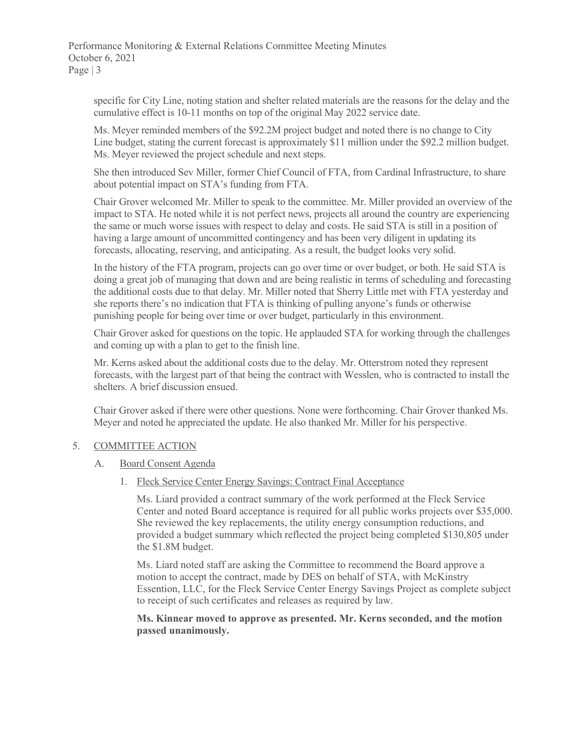specific for City Line, noting station and shelter related materials are the reasons for the delay and the cumulative effect is 10-11 months on top of the original May 2022 service date.

Ms. Meyer reminded members of the $92.2M project budget and noted there is no change to City Line budget, stating the current forecast is approximately $11 million under the $92.2 million budget. Ms. Meyer reviewed the project schedule and next steps.

She then introduced Sev Miller, former Chief Council of FTA, from Cardinal Infrastructure, to share about potential impact on STA's funding from FTA.

Chair Grover welcomed Mr. Miller to speak to the committee. Mr. Miller provided an overview of the impact to STA. He noted while it is not perfect news, projects all around the country are experiencing the same or much worse issues with respect to delay and costs. He said STA is still in a position of having a large amount of uncommitted contingency and has been very diligent in updating its forecasts, allocating, reserving, and anticipating. As a result, the budget looks very solid.

In the history of the FTA program, projects can go over time or over budget, or both. He said STA is doing a great job of managing that down and are being realistic in terms of scheduling and forecasting the additional costs due to that delay. Mr. Miller noted that Sherry Little met with FTA yesterday and she reports there's no indication that FTA is thinking of pulling anyone's funds or otherwise punishing people for being over time or over budget, particularly in this environment.

Chair Grover asked for questions on the topic. He applauded STA for working through the challenges and coming up with a plan to get to the finish line.

Mr. Kerns asked about the additional costs due to the delay. Mr. Otterstrom noted they represent forecasts, with the largest part of that being the contract with Wesslen, who is contracted to install the shelters. A brief discussion ensued.

Chair Grover asked if there were other questions. None were forthcoming. Chair Grover thanked Ms. Meyer and noted he appreciated the update. He also thanked Mr. Miller for his perspective.

5. COMMITTEE ACTION

   A. Board Consent Agenda

      1. Fleck Service Center Energy Savings: Contract Final Acceptance

         Ms. Liard provided a contract summary of the work performed at the Fleck Service Center and noted Board acceptance is required for all public works projects over $35,000. She reviewed the key replacements, the utility energy consumption reductions, and provided a budget summary which reflected the project being completed $130,805 under the $1.8M budget.

         Ms. Liard noted staff are asking the Committee to recommend the Board approve a motion to accept the contract, made by DES on behalf of STA, with McKinstry Essention, LLC, for the Fleck Service Center Energy Savings Project as complete subject to receipt of such certificates and releases as required by law.

         **Ms. Kinnear moved to approve as presented. Mr. Kerns seconded, and the motion passed unanimously.**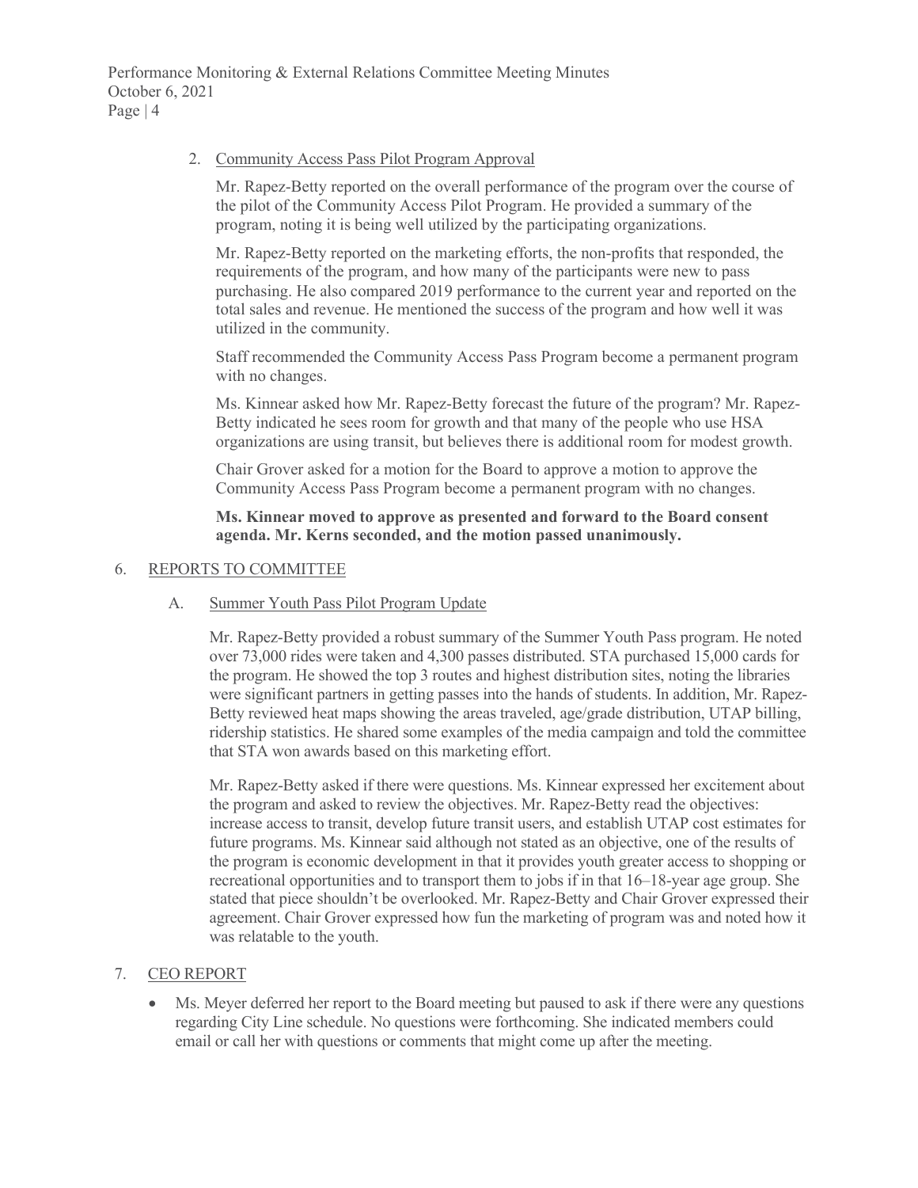2. Community Access Pass Pilot Program Approval

   Mr. Rapez-Betty reported on the overall performance of the program over the course of the pilot of the Community Access Pilot Program. He provided a summary of the program, noting it is being well utilized by the participating organizations.

   Mr. Rapez-Betty reported on the marketing efforts, the non-profits that responded, the requirements of the program, and how many of the participants were new to pass purchasing. He also compared 2019 performance to the current year and reported on the total sales and revenue. He mentioned the success of the program and how well it was utilized in the community.

   Staff recommended the Community Access Pass Program become a permanent program with no changes.

   Ms. Kinnear asked how Mr. Rapez-Betty forecast the future of the program? Mr. Rapez-Betty indicated he sees room for growth and that many of the people who use HSA organizations are using transit, but believes there is additional room for modest growth.

   Chair Grover asked for a motion for the Board to approve a motion to approve the Community Access Pass Program become a permanent program with no changes.

   **Ms. Kinnear moved to approve as presented and forward to the Board consent agenda. Mr. Kerns seconded, and the motion passed unanimously.**

## 6. REPORTS TO COMMITTEE

### A. Summer Youth Pass Pilot Program Update

Mr. Rapez-Betty provided a robust summary of the Summer Youth Pass program. He noted over 73,000 rides were taken and 4,300 passes distributed. STA purchased 15,000 cards for the program. He showed the top 3 routes and highest distribution sites, noting the libraries were significant partners in getting passes into the hands of students. In addition, Mr. Rapez-Betty reviewed heat maps showing the areas traveled, age/grade distribution, UTAP billing, ridership statistics. He shared some examples of the media campaign and told the committee that STA won awards based on this marketing effort.

Mr. Rapez-Betty asked if there were questions. Ms. Kinnear expressed her excitement about the program and asked to review the objectives. Mr. Rapez-Betty read the objectives: increase access to transit, develop future transit users, and establish UTAP cost estimates for future programs. Ms. Kinnear said although not stated as an objective, one of the results of the program is economic development in that it provides youth greater access to shopping or recreational opportunities and to transport them to jobs if in that 16–18-year age group. She stated that piece shouldn't be overlooked. Mr. Rapez-Betty and Chair Grover expressed their agreement. Chair Grover expressed how fun the marketing of program was and noted how it was relatable to the youth.

## 7. CEO REPORT

- Ms. Meyer deferred her report to the Board meeting but paused to ask if there were any questions regarding City Line schedule. No questions were forthcoming. She indicated members could email or call her with questions or comments that might come up after the meeting.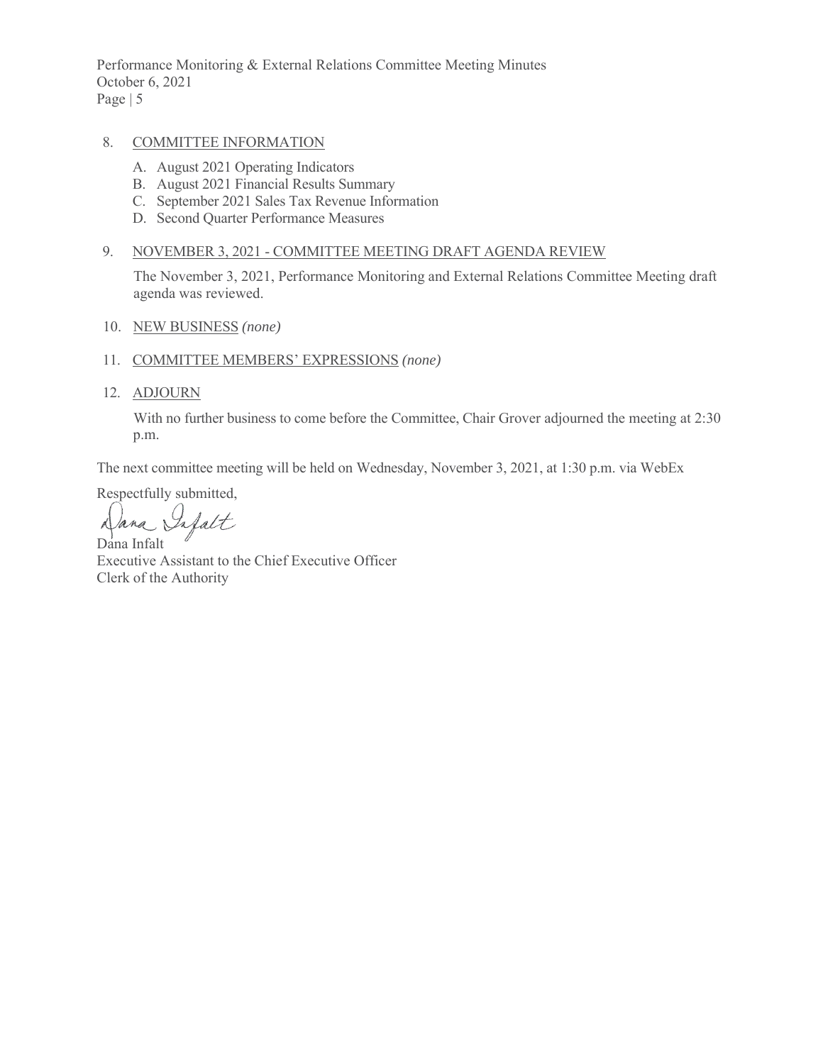8. <u>COMMITTEE INFORMATION</u>

   A. August 2021 Operating Indicators
   B. August 2021 Financial Results Summary
   C. September 2021 Sales Tax Revenue Information
   D. Second Quarter Performance Measures

9. <u>NOVEMBER 3, 2021 - COMMITTEE MEETING DRAFT AGENDA REVIEW</u>

   The November 3, 2021, Performance Monitoring and External Relations Committee Meeting draft agenda was reviewed.

10. <u>NEW BUSINESS</u> *(none)*

11. <u>COMMITTEE MEMBERS' EXPRESSIONS</u> *(none)*

12. <u>ADJOURN</u>

    With no further business to come before the Committee, Chair Grover adjourned the meeting at 2:30 p.m.

The next committee meeting will be held on Wednesday, November 3, 2021, at 1:30 p.m. via WebEx

Respectfully submitted,

Dana Infalt

Dana Infalt
Executive Assistant to the Chief Executive Officer
Clerk of the Authority